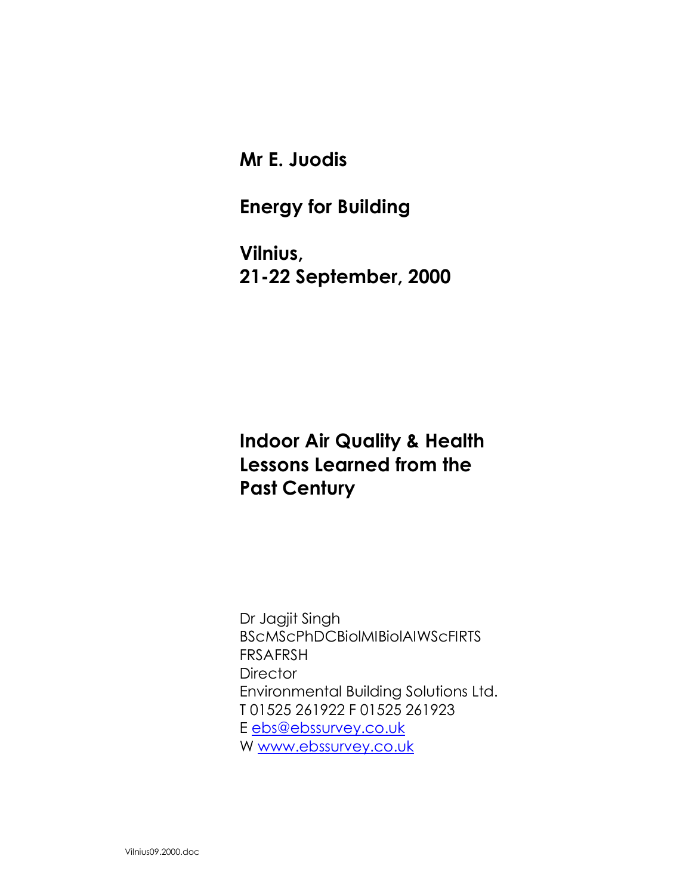**Mr E. Juodis**

**Energy for Building**

**Vilnius,**
**21-22 September, 2000**

# Indoor Air Quality & Health Lessons Learned from the Past Century

Dr Jagjit Singh
BScMScPhDCBiolMIBiolAIWScFIRTS
FRSAFRSH
Director
Environmental Building Solutions Ltd.
T 01525 261922 F 01525 261923
E ebs@ebssurvey.co.uk
W www.ebssurvey.co.uk

Vilnius09.2000.doc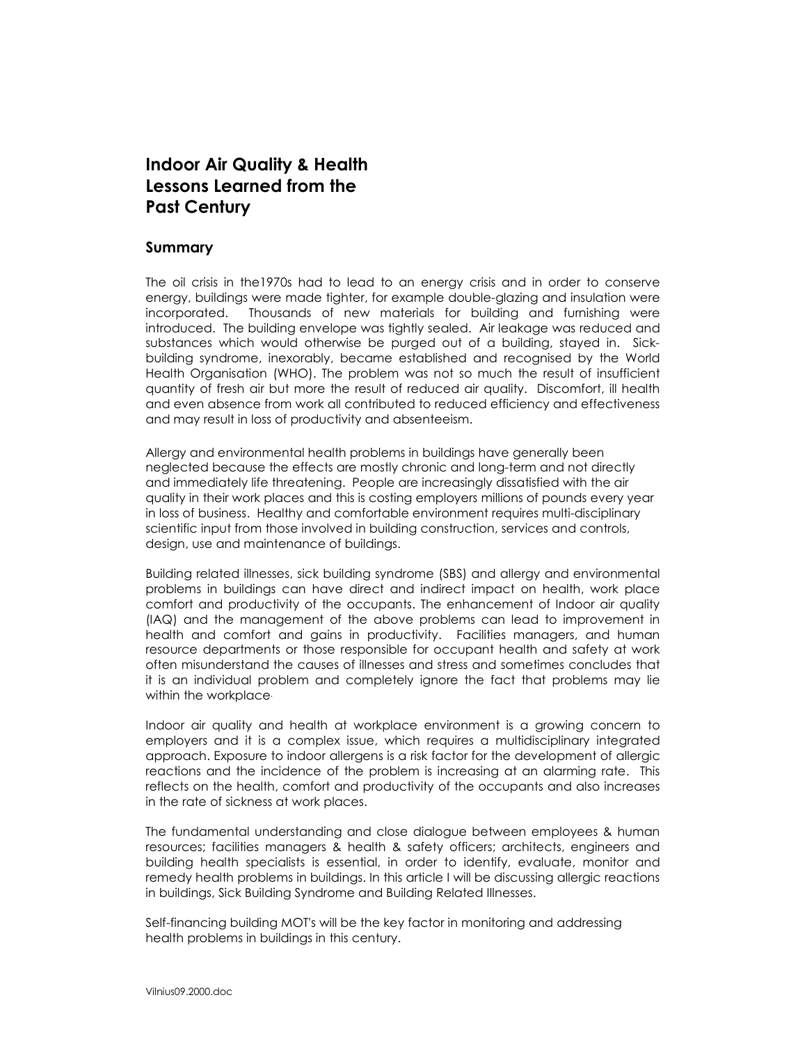# Indoor Air Quality & Health Lessons Learned from the Past Century

## Summary

The oil crisis in the1970s had to lead to an energy crisis and in order to conserve energy, buildings were made tighter, for example double-glazing and insulation were incorporated. Thousands of new materials for building and furnishing were introduced. The building envelope was tightly sealed. Air leakage was reduced and substances which would otherwise be purged out of a building, stayed in. Sick-building syndrome, inexorably, became established and recognised by the World Health Organisation (WHO). The problem was not so much the result of insufficient quantity of fresh air but more the result of reduced air quality. Discomfort, ill health and even absence from work all contributed to reduced efficiency and effectiveness and may result in loss of productivity and absenteeism.

Allergy and environmental health problems in buildings have generally been neglected because the effects are mostly chronic and long-term and not directly and immediately life threatening. People are increasingly dissatisfied with the air quality in their work places and this is costing employers millions of pounds every year in loss of business. Healthy and comfortable environment requires multi-disciplinary scientific input from those involved in building construction, services and controls, design, use and maintenance of buildings.

Building related illnesses, sick building syndrome (SBS) and allergy and environmental problems in buildings can have direct and indirect impact on health, work place comfort and productivity of the occupants. The enhancement of Indoor air quality (IAQ) and the management of the above problems can lead to improvement in health and comfort and gains in productivity. Facilities managers, and human resource departments or those responsible for occupant health and safety at work often misunderstand the causes of illnesses and stress and sometimes concludes that it is an individual problem and completely ignore the fact that problems may lie within the workplace.

Indoor air quality and health at workplace environment is a growing concern to employers and it is a complex issue, which requires a multidisciplinary integrated approach. Exposure to indoor allergens is a risk factor for the development of allergic reactions and the incidence of the problem is increasing at an alarming rate. This reflects on the health, comfort and productivity of the occupants and also increases in the rate of sickness at work places.

The fundamental understanding and close dialogue between employees & human resources; facilities managers & health & safety officers; architects, engineers and building health specialists is essential, in order to identify, evaluate, monitor and remedy health problems in buildings. In this article I will be discussing allergic reactions in buildings, Sick Building Syndrome and Building Related Illnesses.

Self-financing building MOT's will be the key factor in monitoring and addressing health problems in buildings in this century.

Vilnius09.2000.doc